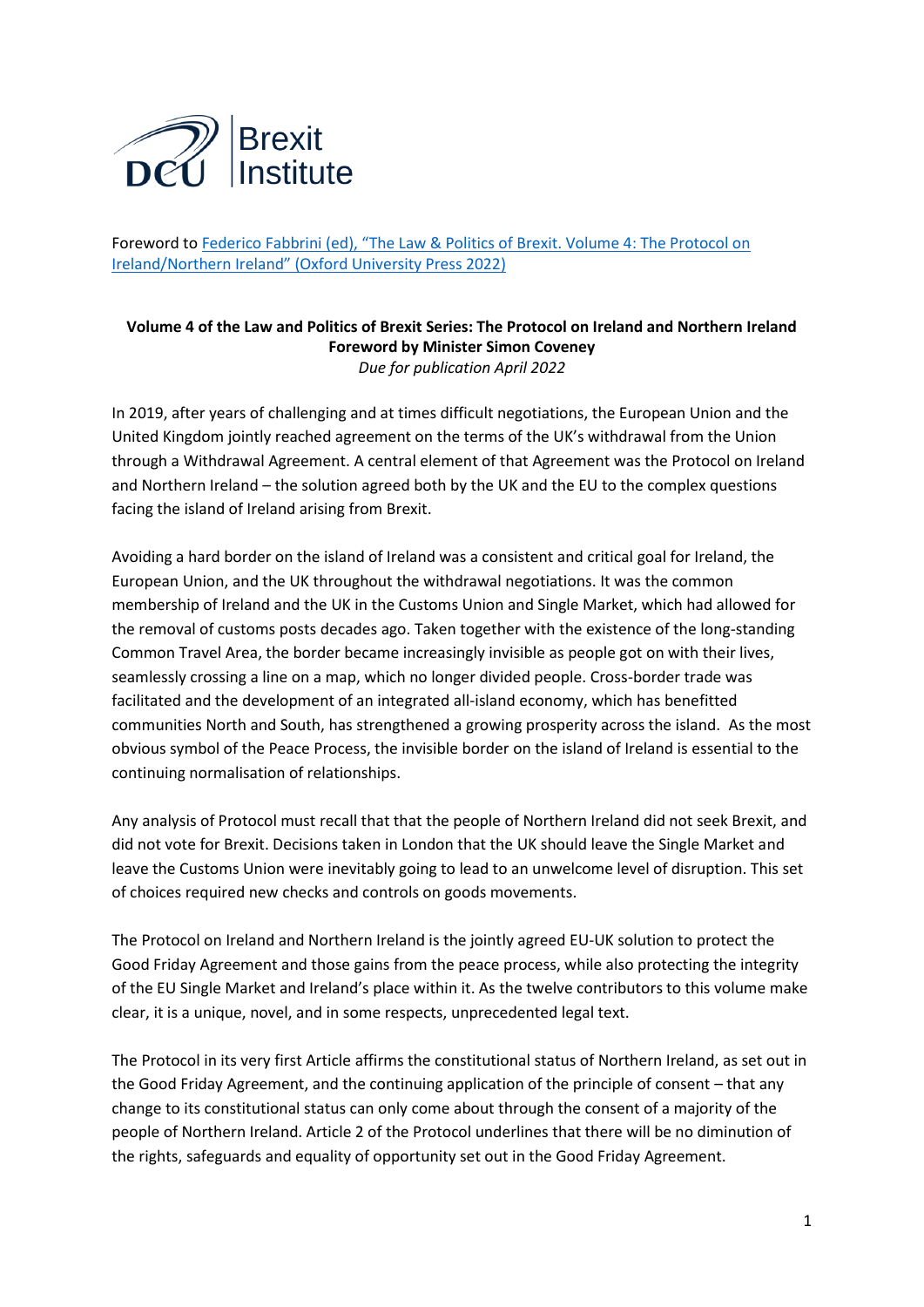DCU Brexit Institute

Foreword to [Federico Fabbrini (ed), "The Law & Politics of Brexit. Volume 4: The Protocol on Ireland/Northern Ireland" (Oxford University Press 2022)]

**Volume 4 of the Law and Politics of Brexit Series: The Protocol on Ireland and Northern Ireland**
**Foreword by Minister Simon Coveney**
*Due for publication April 2022*

In 2019, after years of challenging and at times difficult negotiations, the European Union and the United Kingdom jointly reached agreement on the terms of the UK's withdrawal from the Union through a Withdrawal Agreement. A central element of that Agreement was the Protocol on Ireland and Northern Ireland – the solution agreed both by the UK and the EU to the complex questions facing the island of Ireland arising from Brexit.

Avoiding a hard border on the island of Ireland was a consistent and critical goal for Ireland, the European Union, and the UK throughout the withdrawal negotiations. It was the common membership of Ireland and the UK in the Customs Union and Single Market, which had allowed for the removal of customs posts decades ago. Taken together with the existence of the long-standing Common Travel Area, the border became increasingly invisible as people got on with their lives, seamlessly crossing a line on a map, which no longer divided people. Cross-border trade was facilitated and the development of an integrated all-island economy, which has benefitted communities North and South, has strengthened a growing prosperity across the island. As the most obvious symbol of the Peace Process, the invisible border on the island of Ireland is essential to the continuing normalisation of relationships.

Any analysis of Protocol must recall that that the people of Northern Ireland did not seek Brexit, and did not vote for Brexit. Decisions taken in London that the UK should leave the Single Market and leave the Customs Union were inevitably going to lead to an unwelcome level of disruption. This set of choices required new checks and controls on goods movements.

The Protocol on Ireland and Northern Ireland is the jointly agreed EU-UK solution to protect the Good Friday Agreement and those gains from the peace process, while also protecting the integrity of the EU Single Market and Ireland's place within it. As the twelve contributors to this volume make clear, it is a unique, novel, and in some respects, unprecedented legal text.

The Protocol in its very first Article affirms the constitutional status of Northern Ireland, as set out in the Good Friday Agreement, and the continuing application of the principle of consent – that any change to its constitutional status can only come about through the consent of a majority of the people of Northern Ireland. Article 2 of the Protocol underlines that there will be no diminution of the rights, safeguards and equality of opportunity set out in the Good Friday Agreement.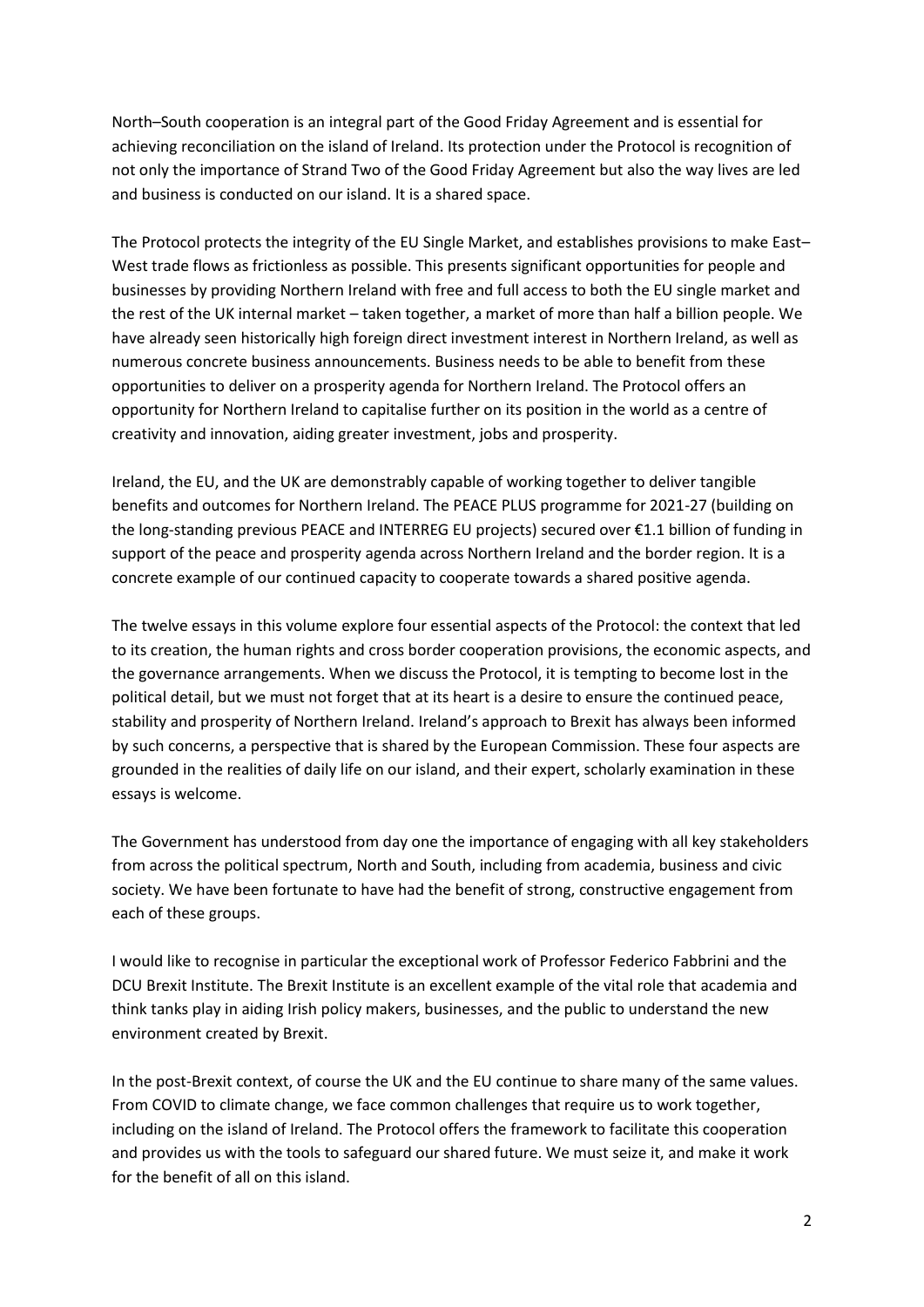North–South cooperation is an integral part of the Good Friday Agreement and is essential for achieving reconciliation on the island of Ireland. Its protection under the Protocol is recognition of not only the importance of Strand Two of the Good Friday Agreement but also the way lives are led and business is conducted on our island. It is a shared space.

The Protocol protects the integrity of the EU Single Market, and establishes provisions to make East–West trade flows as frictionless as possible. This presents significant opportunities for people and businesses by providing Northern Ireland with free and full access to both the EU single market and the rest of the UK internal market – taken together, a market of more than half a billion people. We have already seen historically high foreign direct investment interest in Northern Ireland, as well as numerous concrete business announcements. Business needs to be able to benefit from these opportunities to deliver on a prosperity agenda for Northern Ireland. The Protocol offers an opportunity for Northern Ireland to capitalise further on its position in the world as a centre of creativity and innovation, aiding greater investment, jobs and prosperity.

Ireland, the EU, and the UK are demonstrably capable of working together to deliver tangible benefits and outcomes for Northern Ireland. The PEACE PLUS programme for 2021-27 (building on the long-standing previous PEACE and INTERREG EU projects) secured over €1.1 billion of funding in support of the peace and prosperity agenda across Northern Ireland and the border region. It is a concrete example of our continued capacity to cooperate towards a shared positive agenda.

The twelve essays in this volume explore four essential aspects of the Protocol: the context that led to its creation, the human rights and cross border cooperation provisions, the economic aspects, and the governance arrangements. When we discuss the Protocol, it is tempting to become lost in the political detail, but we must not forget that at its heart is a desire to ensure the continued peace, stability and prosperity of Northern Ireland. Ireland's approach to Brexit has always been informed by such concerns, a perspective that is shared by the European Commission. These four aspects are grounded in the realities of daily life on our island, and their expert, scholarly examination in these essays is welcome.

The Government has understood from day one the importance of engaging with all key stakeholders from across the political spectrum, North and South, including from academia, business and civic society. We have been fortunate to have had the benefit of strong, constructive engagement from each of these groups.

I would like to recognise in particular the exceptional work of Professor Federico Fabbrini and the DCU Brexit Institute. The Brexit Institute is an excellent example of the vital role that academia and think tanks play in aiding Irish policy makers, businesses, and the public to understand the new environment created by Brexit.

In the post-Brexit context, of course the UK and the EU continue to share many of the same values. From COVID to climate change, we face common challenges that require us to work together, including on the island of Ireland. The Protocol offers the framework to facilitate this cooperation and provides us with the tools to safeguard our shared future. We must seize it, and make it work for the benefit of all on this island.